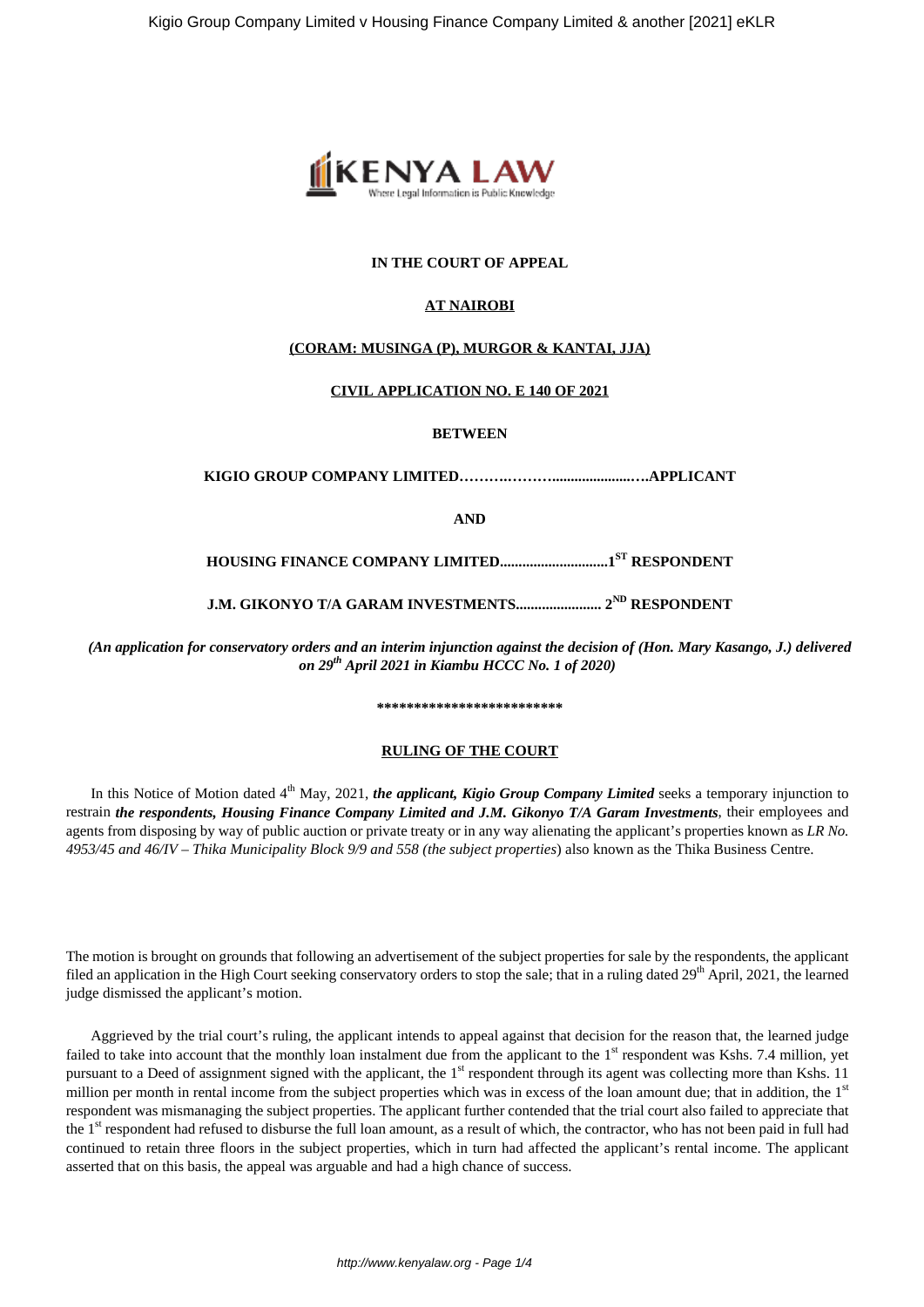**IN THE COURT OF APPEAL**

**AT NAIROBI**

**(CORAM: MUSINGA (P), MURGOR & KANTAI, JJA)**

**CIVIL APPLICATION NO. E 140 OF 2021**

**BETWEEN**

**KIGIO GROUP COMPANY LIMITED……….……….......................….APPLICANT**

**AND**

**HOUSING FINANCE COMPANY LIMITED.............................1ST RESPONDENT**

**J.M. GIKONYO T/A GARAM INVESTMENTS....................... 2ND RESPONDENT**

***(An application for conservatory orders and an interim injunction against the decision of (Hon. Mary Kasango, J.) delivered on 29th April 2021 in Kiambu HCCC No. 1 of 2020)***

**************************

**RULING OF THE COURT**

In this Notice of Motion dated 4th May, 2021, ***the applicant, Kigio Group Company Limited*** seeks a temporary injunction to restrain ***the respondents, Housing Finance Company Limited and J.M. Gikonyo T/A Garam Investments***, their employees and agents from disposing by way of public auction or private treaty or in any way alienating the applicant's properties known as *LR No. 4953/45 and 46/IV – Thika Municipality Block 9/9 and 558 (the subject properties*) also known as the Thika Business Centre.

The motion is brought on grounds that following an advertisement of the subject properties for sale by the respondents, the applicant filed an application in the High Court seeking conservatory orders to stop the sale; that in a ruling dated 29th April, 2021, the learned judge dismissed the applicant's motion.

Aggrieved by the trial court's ruling, the applicant intends to appeal against that decision for the reason that, the learned judge failed to take into account that the monthly loan instalment due from the applicant to the 1st respondent was Kshs. 7.4 million, yet pursuant to a Deed of assignment signed with the applicant, the 1st respondent through its agent was collecting more than Kshs. 11 million per month in rental income from the subject properties which was in excess of the loan amount due; that in addition, the 1st respondent was mismanaging the subject properties. The applicant further contended that the trial court also failed to appreciate that the 1st respondent had refused to disburse the full loan amount, as a result of which, the contractor, who has not been paid in full had continued to retain three floors in the subject properties, which in turn had affected the applicant's rental income. The applicant asserted that on this basis, the appeal was arguable and had a high chance of success.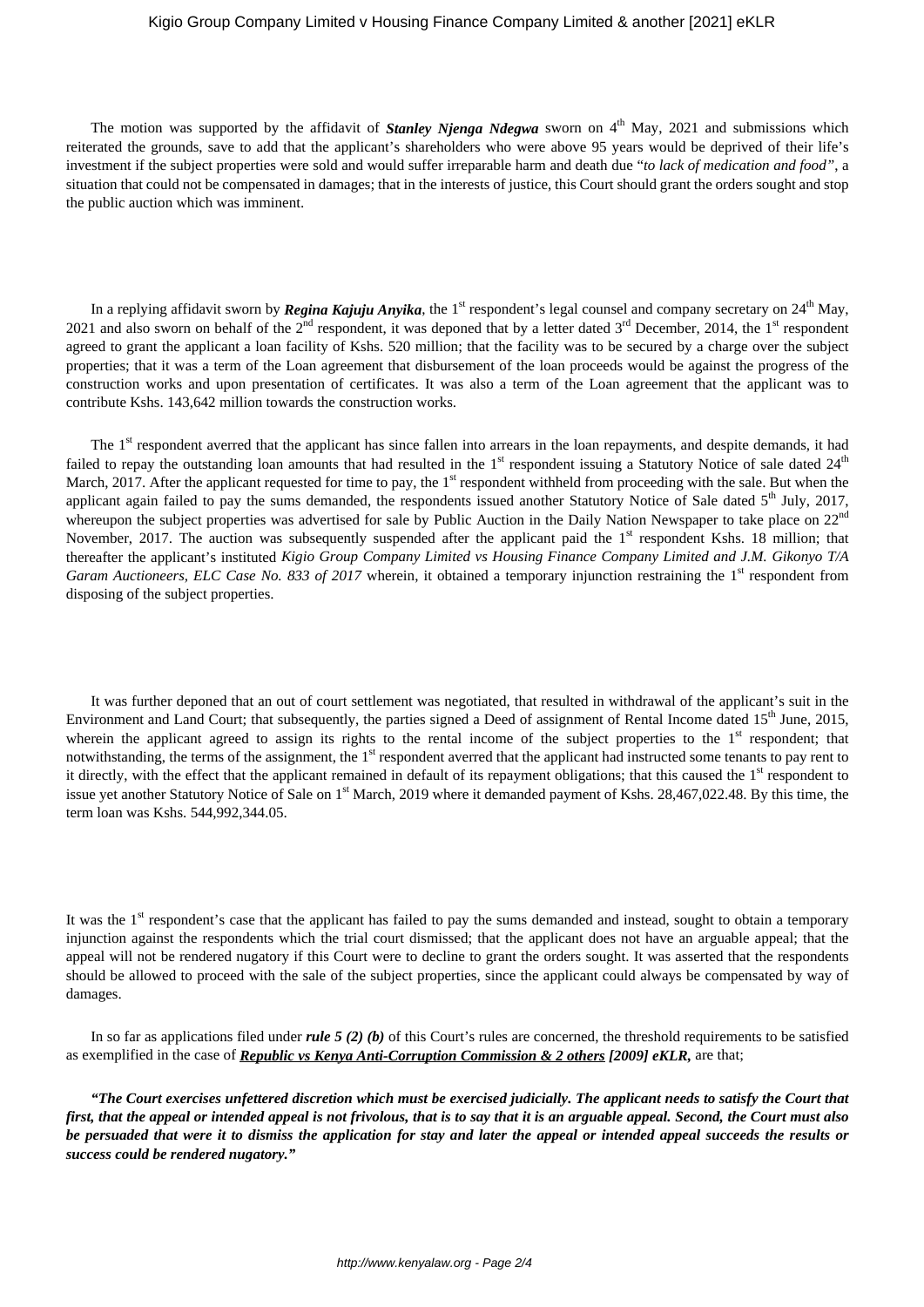The motion was supported by the affidavit of ***Stanley Njenga Ndegwa*** sworn on 4th May, 2021 and submissions which reiterated the grounds, save to add that the applicant's shareholders who were above 95 years would be deprived of their life's investment if the subject properties were sold and would suffer irreparable harm and death due "*to lack of medication and food"*, a situation that could not be compensated in damages; that in the interests of justice, this Court should grant the orders sought and stop the public auction which was imminent.

In a replying affidavit sworn by ***Regina Kajuju Anyika***, the 1st respondent's legal counsel and company secretary on 24th May, 2021 and also sworn on behalf of the 2nd respondent, it was deponed that by a letter dated 3rd December, 2014, the 1st respondent agreed to grant the applicant a loan facility of Kshs. 520 million; that the facility was to be secured by a charge over the subject properties; that it was a term of the Loan agreement that disbursement of the loan proceeds would be against the progress of the construction works and upon presentation of certificates. It was also a term of the Loan agreement that the applicant was to contribute Kshs. 143,642 million towards the construction works.

The 1st respondent averred that the applicant has since fallen into arrears in the loan repayments, and despite demands, it had failed to repay the outstanding loan amounts that had resulted in the 1st respondent issuing a Statutory Notice of sale dated 24th March, 2017. After the applicant requested for time to pay, the 1st respondent withheld from proceeding with the sale. But when the applicant again failed to pay the sums demanded, the respondents issued another Statutory Notice of Sale dated 5th July, 2017, whereupon the subject properties was advertised for sale by Public Auction in the Daily Nation Newspaper to take place on 22nd November, 2017. The auction was subsequently suspended after the applicant paid the 1st respondent Kshs. 18 million; that thereafter the applicant's instituted *Kigio Group Company Limited vs Housing Finance Company Limited and J.M. Gikonyo T/A Garam Auctioneers, ELC Case No. 833 of 2017* wherein, it obtained a temporary injunction restraining the 1st respondent from disposing of the subject properties.

It was further deponed that an out of court settlement was negotiated, that resulted in withdrawal of the applicant's suit in the Environment and Land Court; that subsequently, the parties signed a Deed of assignment of Rental Income dated 15th June, 2015, wherein the applicant agreed to assign its rights to the rental income of the subject properties to the 1st respondent; that notwithstanding, the terms of the assignment, the 1st respondent averred that the applicant had instructed some tenants to pay rent to it directly, with the effect that the applicant remained in default of its repayment obligations; that this caused the 1st respondent to issue yet another Statutory Notice of Sale on 1st March, 2019 where it demanded payment of Kshs. 28,467,022.48. By this time, the term loan was Kshs. 544,992,344.05.

It was the 1st respondent's case that the applicant has failed to pay the sums demanded and instead, sought to obtain a temporary injunction against the respondents which the trial court dismissed; that the applicant does not have an arguable appeal; that the appeal will not be rendered nugatory if this Court were to decline to grant the orders sought. It was asserted that the respondents should be allowed to proceed with the sale of the subject properties, since the applicant could always be compensated by way of damages.

In so far as applications filed under ***rule 5 (2) (b)*** of this Court's rules are concerned, the threshold requirements to be satisfied as exemplified in the case of ***Republic vs Kenya Anti-Corruption Commission & 2 others [2009] eKLR***, are that;

***"The Court exercises unfettered discretion which must be exercised judicially. The applicant needs to satisfy the Court that first, that the appeal or intended appeal is not frivolous, that is to say that it is an arguable appeal. Second, the Court must also be persuaded that were it to dismiss the application for stay and later the appeal or intended appeal succeeds the results or success could be rendered nugatory."***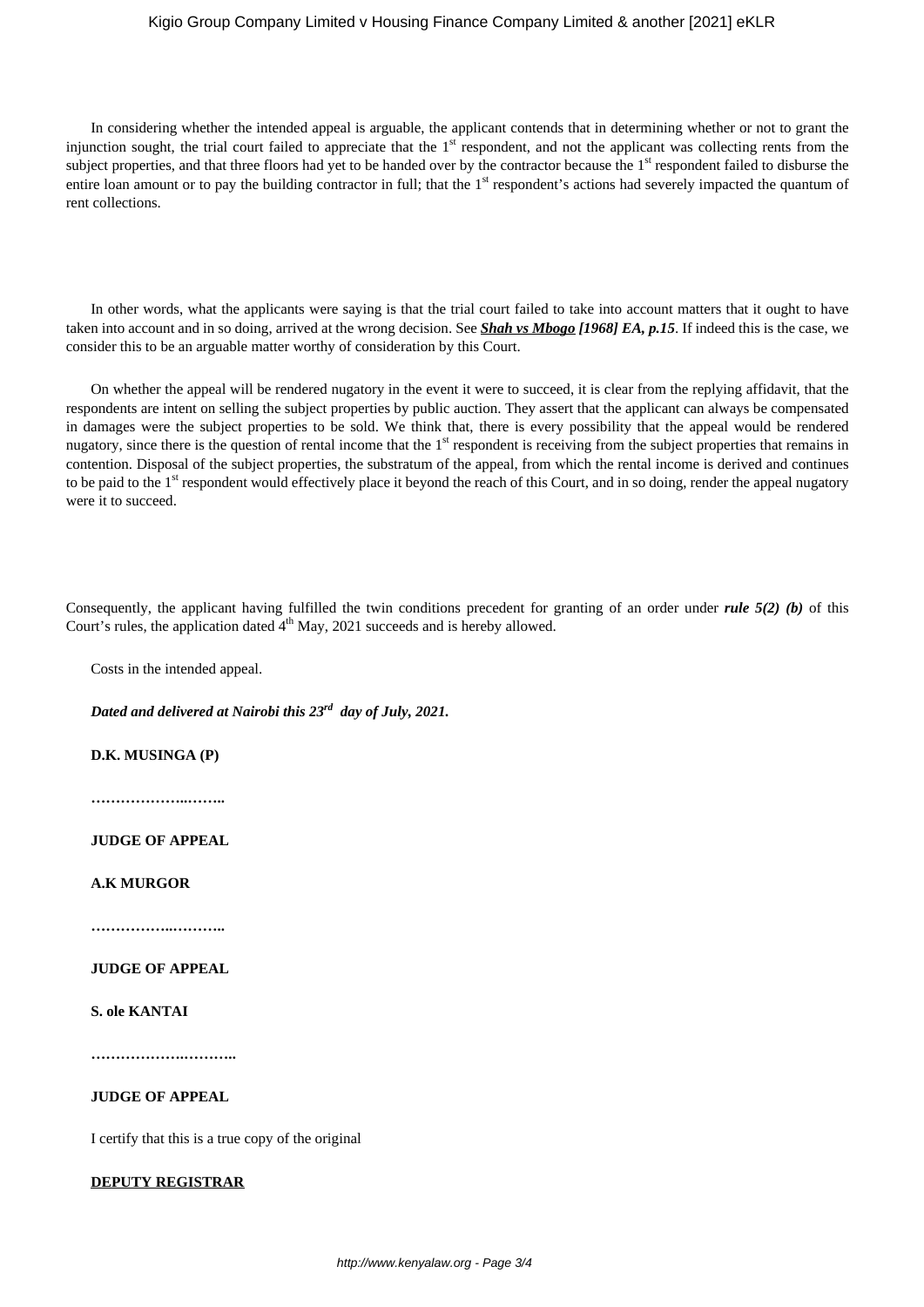In considering whether the intended appeal is arguable, the applicant contends that in determining whether or not to grant the injunction sought, the trial court failed to appreciate that the 1st respondent, and not the applicant was collecting rents from the subject properties, and that three floors had yet to be handed over by the contractor because the 1st respondent failed to disburse the entire loan amount or to pay the building contractor in full; that the 1st respondent's actions had severely impacted the quantum of rent collections.

In other words, what the applicants were saying is that the trial court failed to take into account matters that it ought to have taken into account and in so doing, arrived at the wrong decision. See ***Shah vs Mbogo [1968] EA, p.15***. If indeed this is the case, we consider this to be an arguable matter worthy of consideration by this Court.

On whether the appeal will be rendered nugatory in the event it were to succeed, it is clear from the replying affidavit, that the respondents are intent on selling the subject properties by public auction. They assert that the applicant can always be compensated in damages were the subject properties to be sold. We think that, there is every possibility that the appeal would be rendered nugatory, since there is the question of rental income that the 1st respondent is receiving from the subject properties that remains in contention. Disposal of the subject properties, the substratum of the appeal, from which the rental income is derived and continues to be paid to the 1st respondent would effectively place it beyond the reach of this Court, and in so doing, render the appeal nugatory were it to succeed.

Consequently, the applicant having fulfilled the twin conditions precedent for granting of an order under ***rule 5(2) (b)*** of this Court's rules, the application dated 4th May, 2021 succeeds and is hereby allowed.

Costs in the intended appeal.

***Dated and delivered at Nairobi this 23rd day of July, 2021.***

**D.K. MUSINGA (P)**

**……………….……..**

**JUDGE OF APPEAL**

**A.K MURGOR**

**……………..………..**

**JUDGE OF APPEAL**

**S. ole KANTAI**

**…………….………..**

**JUDGE OF APPEAL**

I certify that this is a true copy of the original

**DEPUTY REGISTRAR**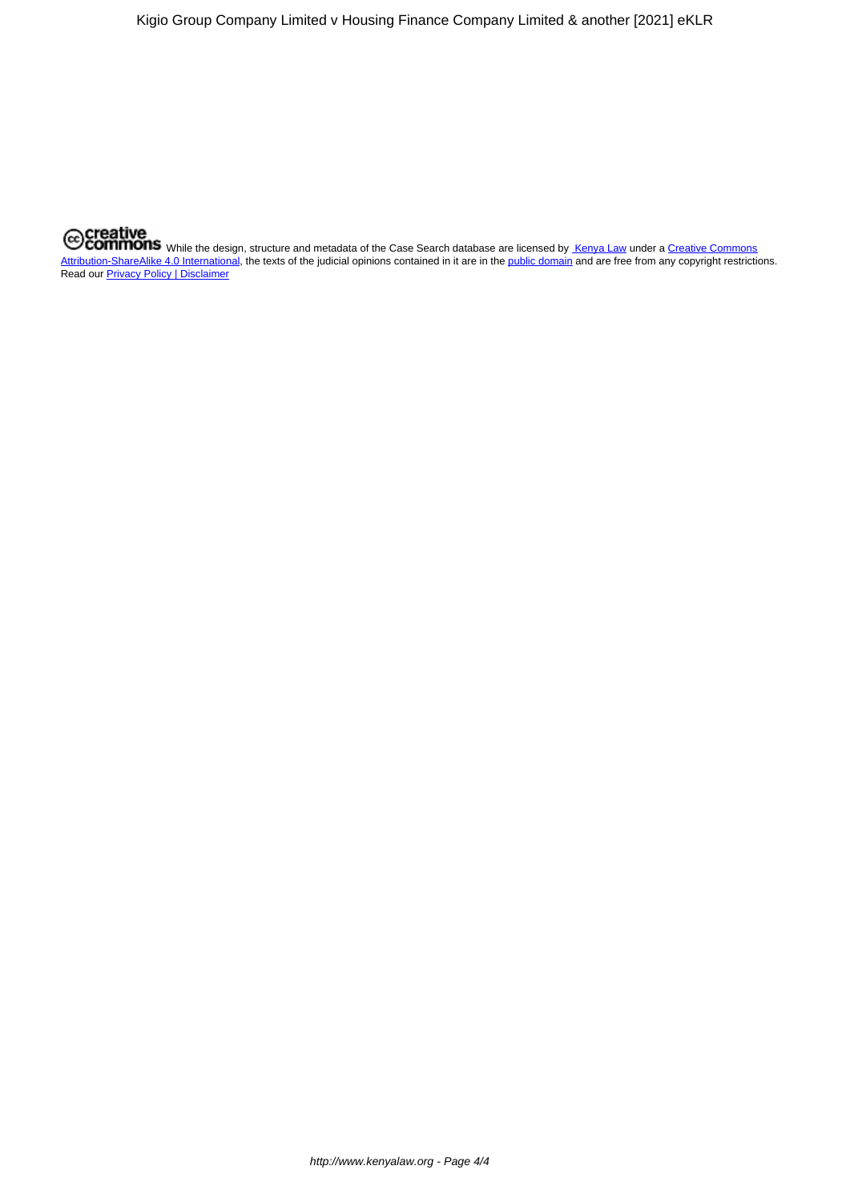While the design, structure and metadata of the Case Search database are licensed by Kenya Law under a Creative Commons Attribution-ShareAlike 4.0 International, the texts of the judicial opinions contained in it are in the public domain and are free from any copyright restrictions. Read our Privacy Policy | Disclaimer